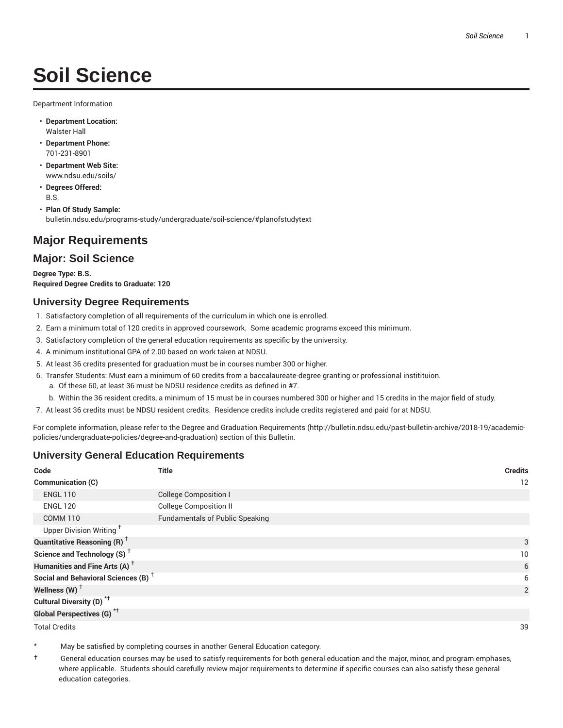# Soil Science

Department Information

- **Department Location:**
  Walster Hall
- **Department Phone:**
  701-231-8901
- **Department Web Site:**
  www.ndsu.edu/soils/
- **Degrees Offered:**
  B.S.
- **Plan Of Study Sample:**
  bulletin.ndsu.edu/programs-study/undergraduate/soil-science/#planofstudytext

## Major Requirements

## Major: Soil Science

**Degree Type: B.S.**
**Required Degree Credits to Graduate: 120**

### University Degree Requirements

1. Satisfactory completion of all requirements of the curriculum in which one is enrolled.
2. Earn a minimum total of 120 credits in approved coursework. Some academic programs exceed this minimum.
3. Satisfactory completion of the general education requirements as specific by the university.
4. A minimum institutional GPA of 2.00 based on work taken at NDSU.
5. At least 36 credits presented for graduation must be in courses number 300 or higher.
6. Transfer Students: Must earn a minimum of 60 credits from a baccalaureate-degree granting or professional instititiuon.
   a. Of these 60, at least 36 must be NDSU residence credits as defined in #7.
   b. Within the 36 resident credits, a minimum of 15 must be in courses numbered 300 or higher and 15 credits in the major field of study.
7. At least 36 credits must be NDSU resident credits. Residence credits include credits registered and paid for at NDSU.

For complete information, please refer to the Degree and Graduation Requirements (http://bulletin.ndsu.edu/past-bulletin-archive/2018-19/academic-policies/undergraduate-policies/degree-and-graduation) section of this Bulletin.

### University General Education Requirements

| Code | Title | Credits |
|---|---|---|
| **Communication (C)** | | 12 |
| ENGL 110 | College Composition I | |
| ENGL 120 | College Composition II | |
| COMM 110 | Fundamentals of Public Speaking | |
| Upper Division Writing † | | |
| **Quantitative Reasoning (R)** † | | 3 |
| **Science and Technology (S)** † | | 10 |
| **Humanities and Fine Arts (A)** † | | 6 |
| **Social and Behavioral Sciences (B)** † | | 6 |
| **Wellness (W)** † | | 2 |
| **Cultural Diversity (D)** *† | | |
| **Global Perspectives (G)** *† | | |
| Total Credits | | 39 |

\* May be satisfied by completing courses in another General Education category.

† General education courses may be used to satisfy requirements for both general education and the major, minor, and program emphases, where applicable. Students should carefully review major requirements to determine if specific courses can also satisfy these general education categories.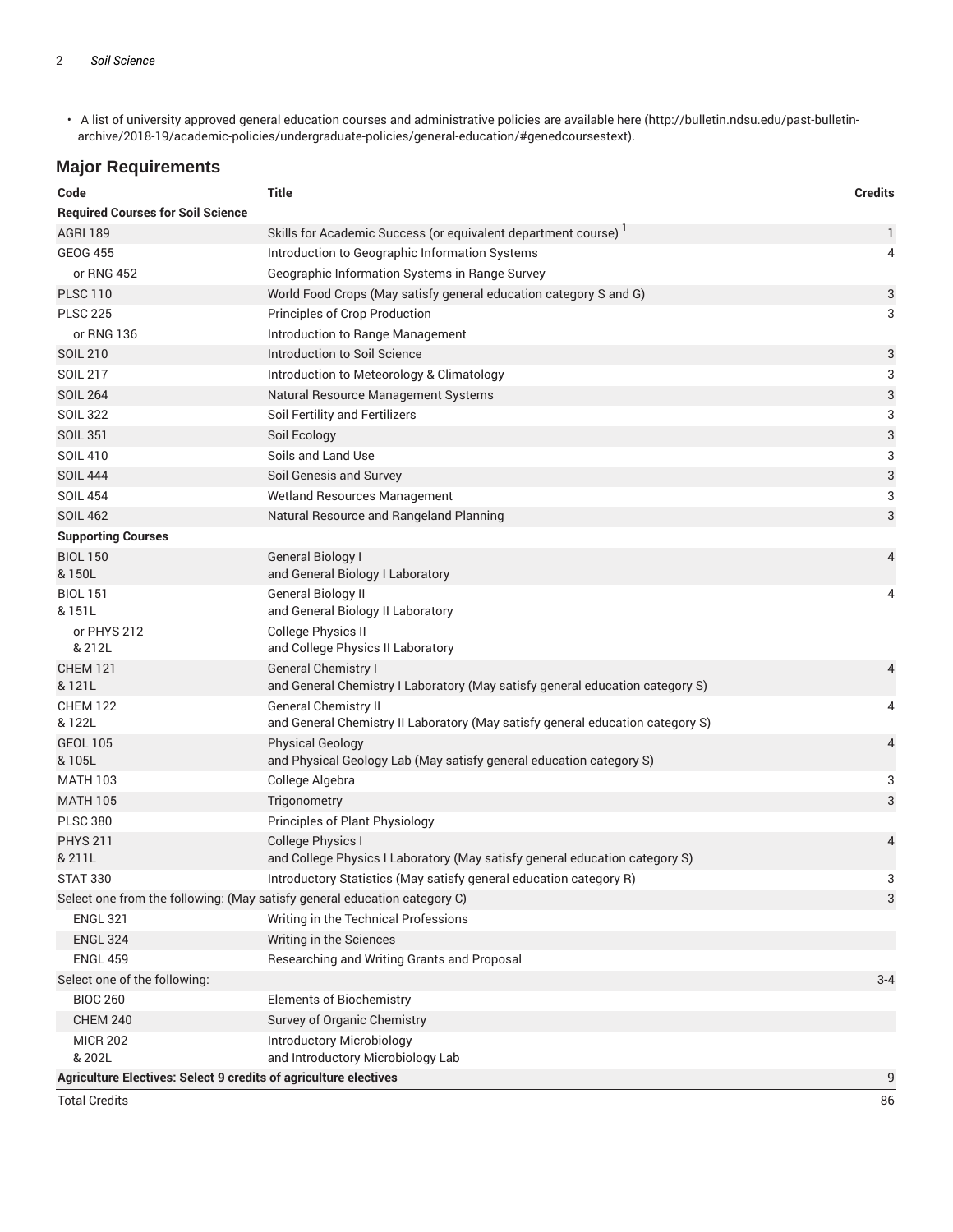- A list of university approved general education courses and administrative policies are available here (http://bulletin.ndsu.edu/past-bulletin-archive/2018-19/academic-policies/undergraduate-policies/general-education/#genedcoursestext).

## Major Requirements

| Code | Title | Credits |
| --- | --- | --- |
| **Required Courses for Soil Science** | | |
| AGRI 189 | Skills for Academic Success (or equivalent department course) [1] | 1 |
| GEOG 455 | Introduction to Geographic Information Systems | 4 |
| or RNG 452 | Geographic Information Systems in Range Survey | |
| PLSC 110 | World Food Crops (May satisfy general education category S and G) | 3 |
| PLSC 225 | Principles of Crop Production | 3 |
| or RNG 136 | Introduction to Range Management | |
| SOIL 210 | Introduction to Soil Science | 3 |
| SOIL 217 | Introduction to Meteorology & Climatology | 3 |
| SOIL 264 | Natural Resource Management Systems | 3 |
| SOIL 322 | Soil Fertility and Fertilizers | 3 |
| SOIL 351 | Soil Ecology | 3 |
| SOIL 410 | Soils and Land Use | 3 |
| SOIL 444 | Soil Genesis and Survey | 3 |
| SOIL 454 | Wetland Resources Management | 3 |
| SOIL 462 | Natural Resource and Rangeland Planning | 3 |
| **Supporting Courses** | | |
| BIOL 150 & 150L | General Biology I and General Biology I Laboratory | 4 |
| BIOL 151 & 151L | General Biology II and General Biology II Laboratory | 4 |
| or PHYS 212 & 212L | College Physics II and College Physics II Laboratory | |
| CHEM 121 & 121L | General Chemistry I and General Chemistry I Laboratory (May satisfy general education category S) | 4 |
| CHEM 122 & 122L | General Chemistry II and General Chemistry II Laboratory (May satisfy general education category S) | 4 |
| GEOL 105 & 105L | Physical Geology and Physical Geology Lab (May satisfy general education category S) | 4 |
| MATH 103 | College Algebra | 3 |
| MATH 105 | Trigonometry | 3 |
| PLSC 380 | Principles of Plant Physiology | |
| PHYS 211 & 211L | College Physics I and College Physics I Laboratory (May satisfy general education category S) | 4 |
| STAT 330 | Introductory Statistics (May satisfy general education category R) | 3 |
| Select one from the following: (May satisfy general education category C) | | 3 |
| ENGL 321 | Writing in the Technical Professions | |
| ENGL 324 | Writing in the Sciences | |
| ENGL 459 | Researching and Writing Grants and Proposal | |
| Select one of the following: | | 3-4 |
| BIOC 260 | Elements of Biochemistry | |
| CHEM 240 | Survey of Organic Chemistry | |
| MICR 202 & 202L | Introductory Microbiology and Introductory Microbiology Lab | |
| **Agriculture Electives: Select 9 credits of agriculture electives** | | 9 |
| Total Credits | | 86 |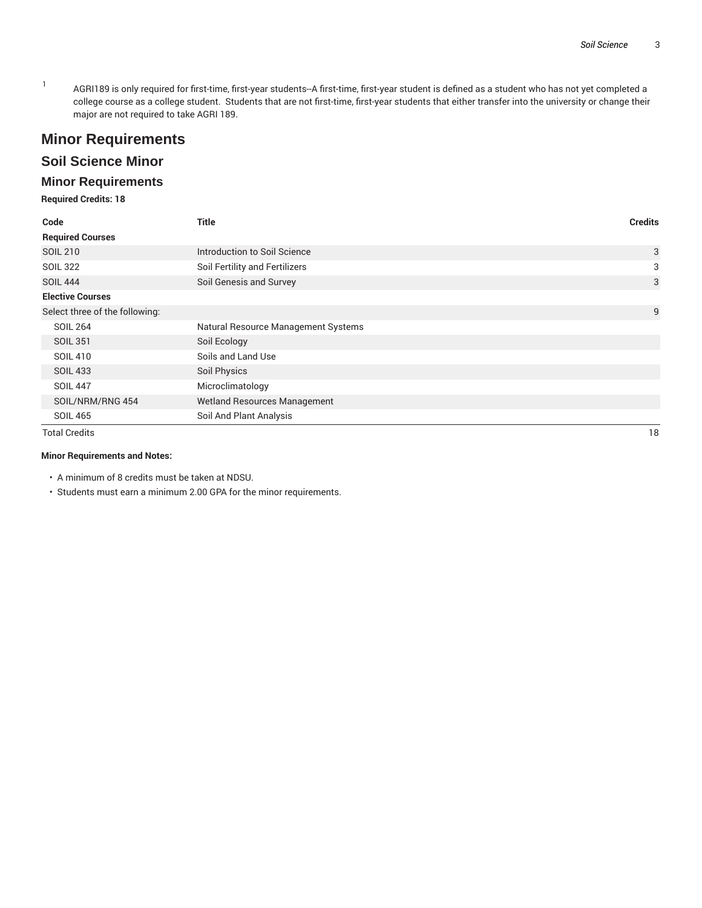1 AGRI189 is only required for first-time, first-year students--A first-time, first-year student is defined as a student who has not yet completed a college course as a college student. Students that are not first-time, first-year students that either transfer into the university or change their major are not required to take AGRI 189.

# Minor Requirements

## Soil Science Minor

### Minor Requirements

**Required Credits: 18**

| Code | Title | Credits |
|---|---|---|
| **Required Courses** | | |
| SOIL 210 | Introduction to Soil Science | 3 |
| SOIL 322 | Soil Fertility and Fertilizers | 3 |
| SOIL 444 | Soil Genesis and Survey | 3 |
| **Elective Courses** | | |
| Select three of the following: | | 9 |
| SOIL 264 | Natural Resource Management Systems | |
| SOIL 351 | Soil Ecology | |
| SOIL 410 | Soils and Land Use | |
| SOIL 433 | Soil Physics | |
| SOIL 447 | Microclimatology | |
| SOIL/NRM/RNG 454 | Wetland Resources Management | |
| SOIL 465 | Soil And Plant Analysis | |
| Total Credits | | 18 |

**Minor Requirements and Notes:**

- A minimum of 8 credits must be taken at NDSU.
- Students must earn a minimum 2.00 GPA for the minor requirements.